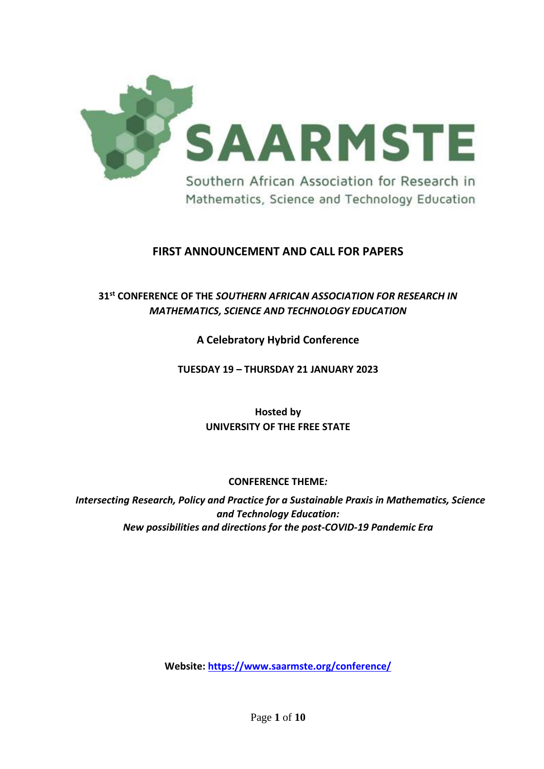SAARMSTE

Southern African Association for Research in Mathematics, Science and Technology Education

# FIRST ANNOUNCEMENT AND CALL FOR PAPERS

## 31st CONFERENCE OF THE *SOUTHERN AFRICAN ASSOCIATION FOR RESEARCH IN MATHEMATICS, SCIENCE AND TECHNOLOGY EDUCATION*

**A Celebratory Hybrid Conference**

**TUESDAY 19 – THURSDAY 21 JANUARY 2023**

**Hosted by**
**UNIVERSITY OF THE FREE STATE**

**CONFERENCE THEME*:***

***Intersecting Research, Policy and Practice for a Sustainable Praxis in Mathematics, Science and Technology Education:***
***New possibilities and directions for the post-COVID-19 Pandemic Era***

**Website: https://www.saarmste.org/conference/**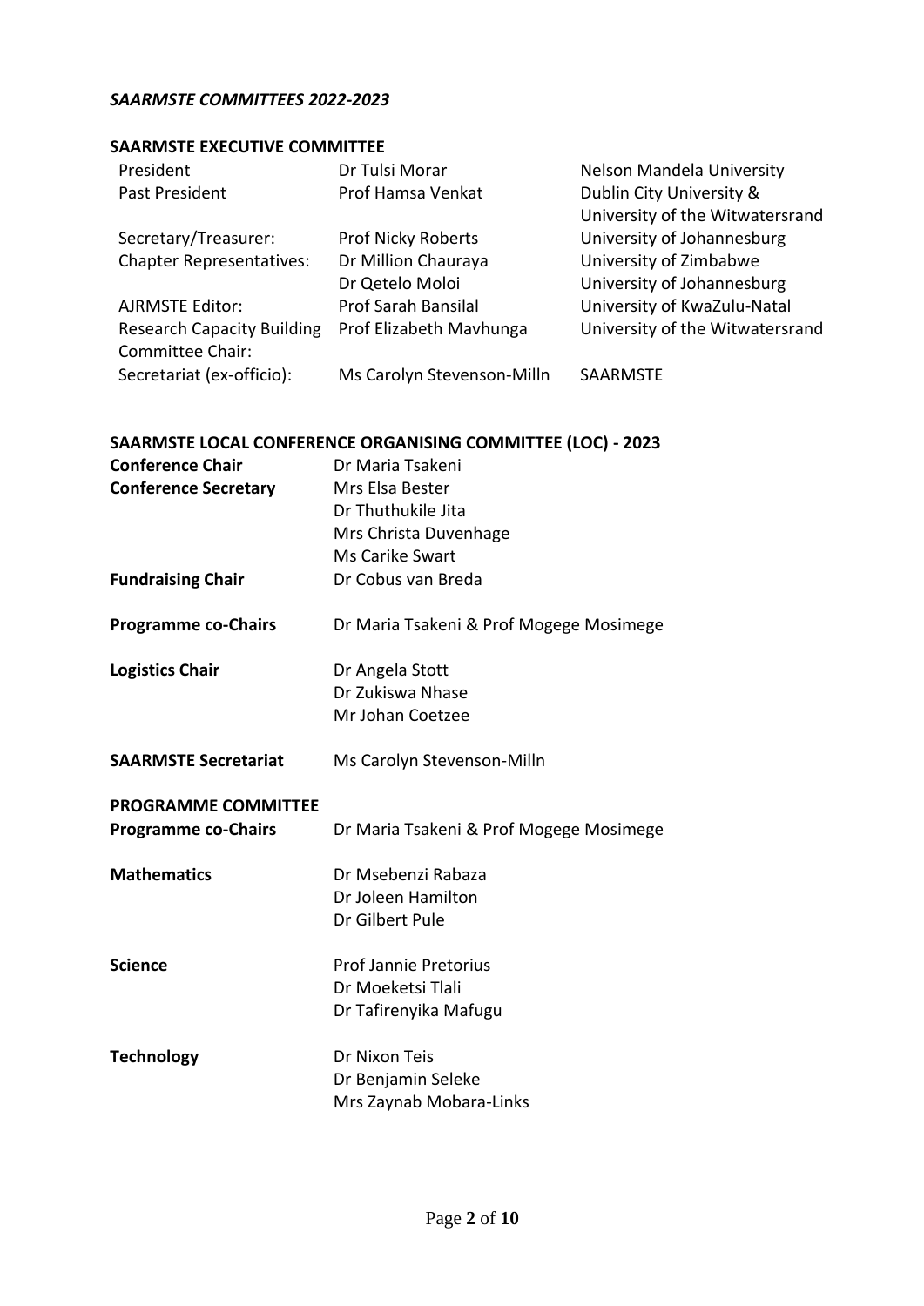## *SAARMSTE COMMITTEES 2022-2023*

### SAARMSTE EXECUTIVE COMMITTEE

| | | |
|---|---|---|
| President | Dr Tulsi Morar | Nelson Mandela University |
| Past President | Prof Hamsa Venkat | Dublin City University & University of the Witwatersrand |
| Secretary/Treasurer: | Prof Nicky Roberts | University of Johannesburg |
| Chapter Representatives: | Dr Million Chauraya | University of Zimbabwe |
| | Dr Qetelo Moloi | University of Johannesburg |
| AJRMSTE Editor: | Prof Sarah Bansilal | University of KwaZulu-Natal |
| Research Capacity Building Committee Chair: | Prof Elizabeth Mavhunga | University of the Witwatersrand |
| Secretariat (ex-officio): | Ms Carolyn Stevenson-Milln | SAARMSTE |

### SAARMSTE LOCAL CONFERENCE ORGANISING COMMITTEE (LOC) - 2023

| | |
|---|---|
| **Conference Chair** | Dr Maria Tsakeni |
| **Conference Secretary** | Mrs Elsa Bester |
| | Dr Thuthukile Jita |
| | Mrs Christa Duvenhage |
| | Ms Carike Swart |
| **Fundraising Chair** | Dr Cobus van Breda |
| **Programme co-Chairs** | Dr Maria Tsakeni & Prof Mogege Mosimege |
| **Logistics Chair** | Dr Angela Stott |
| | Dr Zukiswa Nhase |
| | Mr Johan Coetzee |
| **SAARMSTE Secretariat** | Ms Carolyn Stevenson-Milln |

### PROGRAMME COMMITTEE

| | |
|---|---|
| **Programme co-Chairs** | Dr Maria Tsakeni & Prof Mogege Mosimege |
| **Mathematics** | Dr Msebenzi Rabaza |
| | Dr Joleen Hamilton |
| | Dr Gilbert Pule |
| **Science** | Prof Jannie Pretorius |
| | Dr Moeketsi Tlali |
| | Dr Tafirenyika Mafugu |
| **Technology** | Dr Nixon Teis |
| | Dr Benjamin Seleke |
| | Mrs Zaynab Mobara-Links |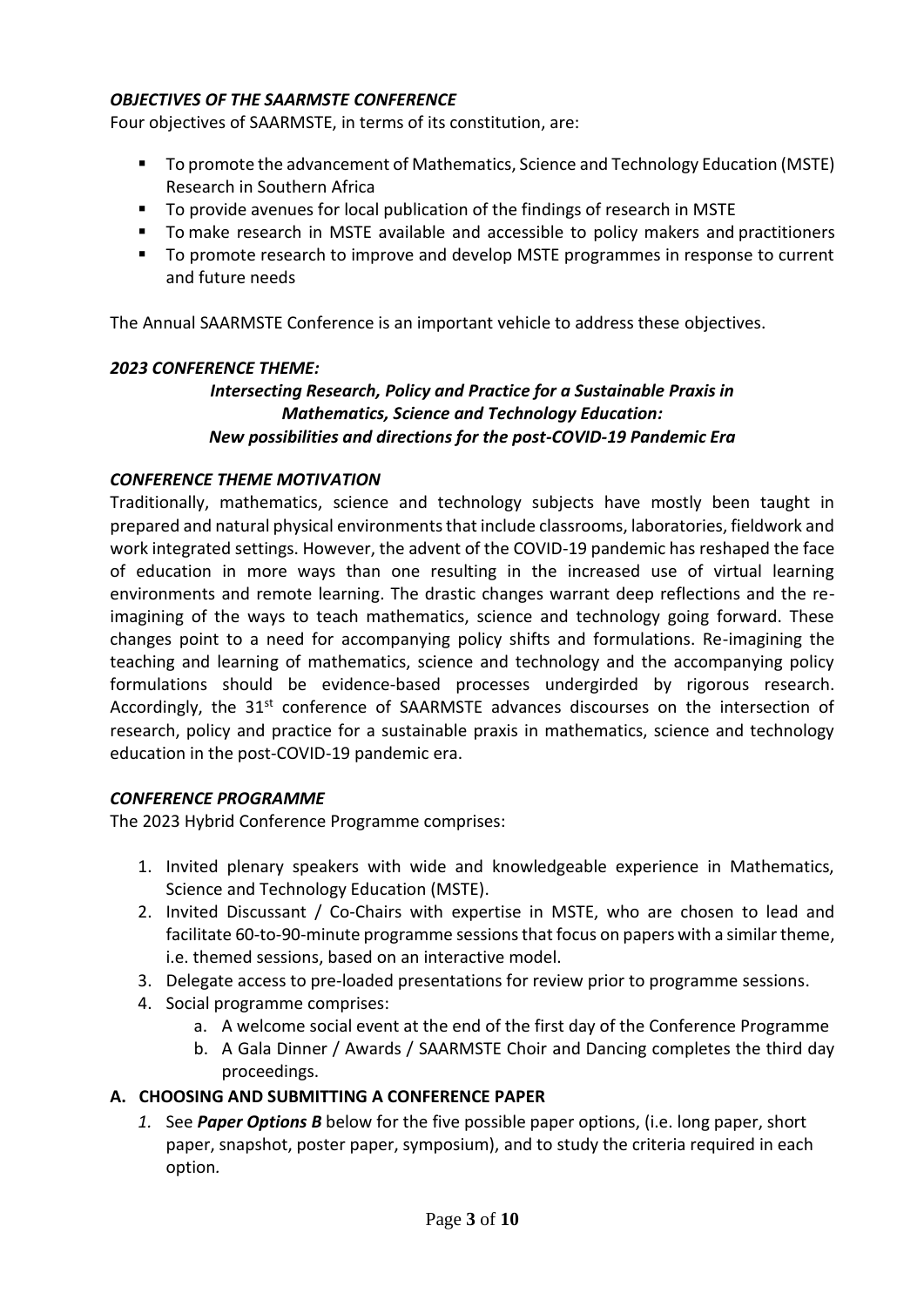### *OBJECTIVES OF THE SAARMSTE CONFERENCE*

Four objectives of SAARMSTE, in terms of its constitution, are:

- To promote the advancement of Mathematics, Science and Technology Education (MSTE) Research in Southern Africa
- To provide avenues for local publication of the findings of research in MSTE
- To make research in MSTE available and accessible to policy makers and practitioners
- To promote research to improve and develop MSTE programmes in response to current and future needs

The Annual SAARMSTE Conference is an important vehicle to address these objectives.

### *2023 CONFERENCE THEME:*

***Intersecting Research, Policy and Practice for a Sustainable Praxis in Mathematics, Science and Technology Education: New possibilities and directions for the post-COVID-19 Pandemic Era***

### *CONFERENCE THEME MOTIVATION*

Traditionally, mathematics, science and technology subjects have mostly been taught in prepared and natural physical environments that include classrooms, laboratories, fieldwork and work integrated settings. However, the advent of the COVID-19 pandemic has reshaped the face of education in more ways than one resulting in the increased use of virtual learning environments and remote learning. The drastic changes warrant deep reflections and the re-imagining of the ways to teach mathematics, science and technology going forward. These changes point to a need for accompanying policy shifts and formulations. Re-imagining the teaching and learning of mathematics, science and technology and the accompanying policy formulations should be evidence-based processes undergirded by rigorous research. Accordingly, the 31st conference of SAARMSTE advances discourses on the intersection of research, policy and practice for a sustainable praxis in mathematics, science and technology education in the post-COVID-19 pandemic era.

### *CONFERENCE PROGRAMME*

The 2023 Hybrid Conference Programme comprises:

1. Invited plenary speakers with wide and knowledgeable experience in Mathematics, Science and Technology Education (MSTE).
2. Invited Discussant / Co-Chairs with expertise in MSTE, who are chosen to lead and facilitate 60-to-90-minute programme sessions that focus on papers with a similar theme, i.e. themed sessions, based on an interactive model.
3. Delegate access to pre-loaded presentations for review prior to programme sessions.
4. Social programme comprises:
   a. A welcome social event at the end of the first day of the Conference Programme
   b. A Gala Dinner / Awards / SAARMSTE Choir and Dancing completes the third day proceedings.

### A. CHOOSING AND SUBMITTING A CONFERENCE PAPER

*1.* See ***Paper Options B*** below for the five possible paper options, (i.e. long paper, short paper, snapshot, poster paper, symposium), and to study the criteria required in each option*.*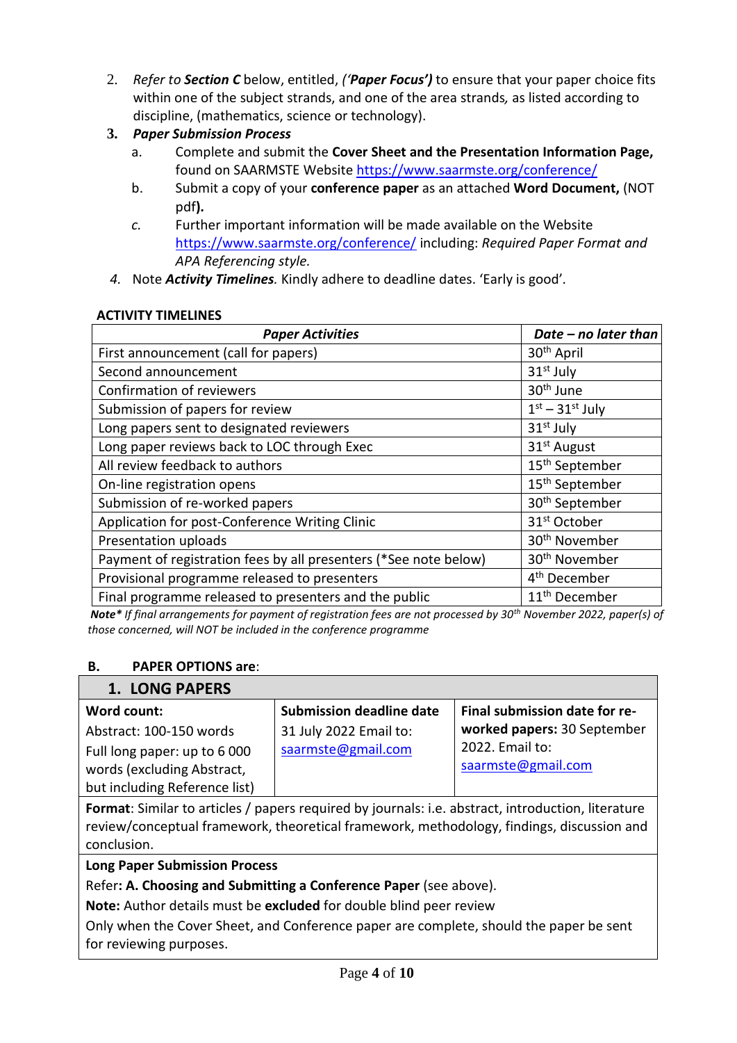2. *Refer to* ***Section C*** *below, entitled, ('****Paper Focus'****)* to ensure that your paper choice fits within one of the subject strands, and one of the area strands*,* as listed according to discipline, (mathematics, science or technology).
3. ***Paper Submission Process***
   a. Complete and submit the **Cover Sheet and the Presentation Information Page,** found on SAARMSTE Website https://www.saarmste.org/conference/
   b. Submit a copy of your **conference paper** as an attached **Word Document,** (NOT pdf**).**
   c. Further important information will be made available on the Website https://www.saarmste.org/conference/ including: *Required Paper Format and APA Referencing style.*
4. Note ***Activity Timelines****.* Kindly adhere to deadline dates. 'Early is good'.

**ACTIVITY TIMELINES**

| ***Paper Activities*** | ***Date – no later than*** |
|---|---|
| First announcement (call for papers) | 30th April |
| Second announcement | 31st July |
| Confirmation of reviewers | 30th June |
| Submission of papers for review | 1st – 31st July |
| Long papers sent to designated reviewers | 31st July |
| Long paper reviews back to LOC through Exec | 31st August |
| All review feedback to authors | 15th September |
| On-line registration opens | 15th September |
| Submission of re-worked papers | 30th September |
| Application for post-Conference Writing Clinic | 31st October |
| Presentation uploads | 30th November |
| Payment of registration fees by all presenters (*See note below) | 30th November |
| Provisional programme released to presenters | 4th December |
| Final programme released to presenters and the public | 11th December |

***Note**** *If final arrangements for payment of registration fees are not processed by 30th November 2022, paper(s) of those concerned, will NOT be included in the conference programme*

## B. PAPER OPTIONS are:

| **1. LONG PAPERS** | | |
|---|---|---|
| **Word count:** Abstract: 100-150 words Full long paper: up to 6 000 words (excluding Abstract, but including Reference list) | **Submission deadline date** 31 July 2022 Email to: saarmste@gmail.com | **Final submission date for re-worked papers:** 30 September 2022. Email to: saarmste@gmail.com |
| **Format**: Similar to articles / papers required by journals: i.e. abstract, introduction, literature review/conceptual framework, theoretical framework, methodology, findings, discussion and conclusion. | | |
| **Long Paper Submission Process** Refer**: A. Choosing and Submitting a Conference Paper** (see above). **Note:** Author details must be **excluded** for double blind peer review. Only when the Cover Sheet, and Conference paper are complete, should the paper be sent for reviewing purposes. | | |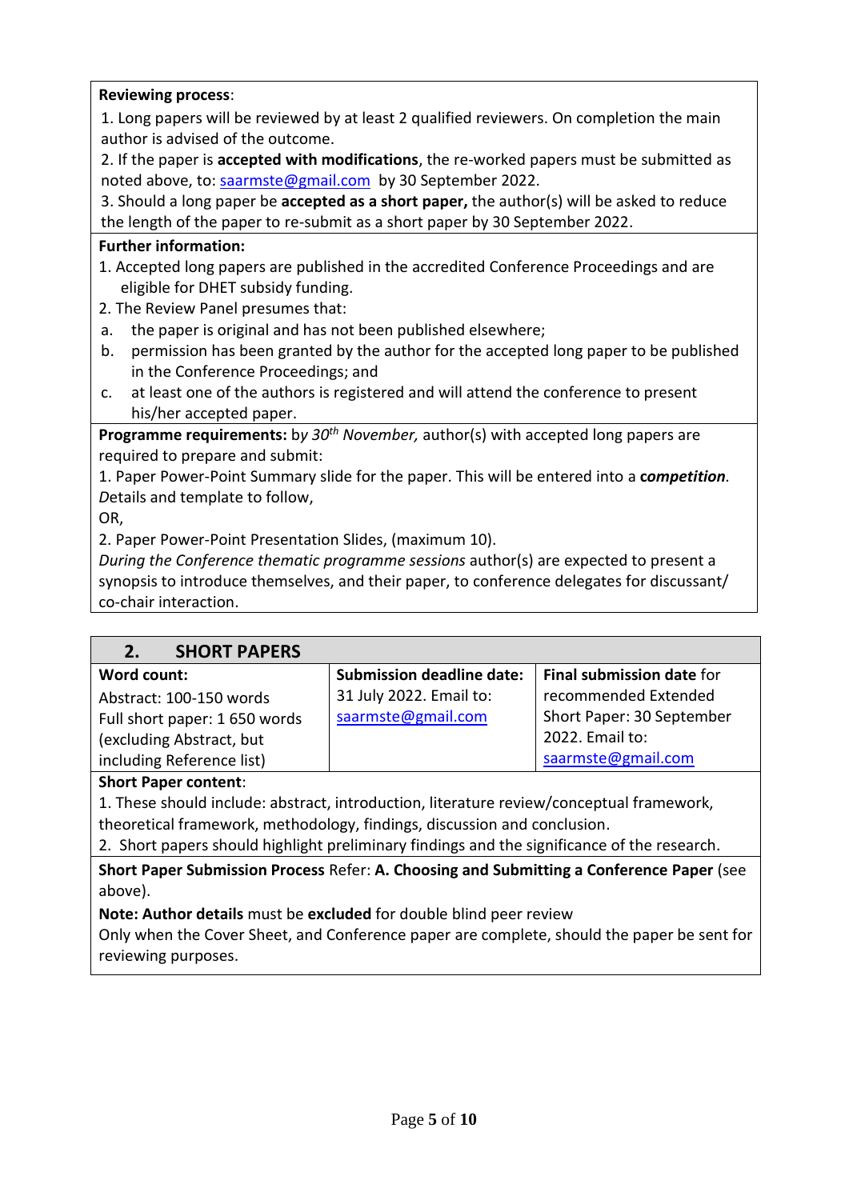**Reviewing process**:

1. Long papers will be reviewed by at least 2 qualified reviewers. On completion the main author is advised of the outcome.
2. If the paper is **accepted with modifications**, the re-worked papers must be submitted as noted above, to: saarmste@gmail.com by 30 September 2022.
3. Should a long paper be **accepted as a short paper,** the author(s) will be asked to reduce the length of the paper to re-submit as a short paper by 30 September 2022.

**Further information:**

1. Accepted long papers are published in the accredited Conference Proceedings and are eligible for DHET subsidy funding.
2. The Review Panel presumes that:
   a. the paper is original and has not been published elsewhere;
   b. permission has been granted by the author for the accepted long paper to be published in the Conference Proceedings; and
   c. at least one of the authors is registered and will attend the conference to present his/her accepted paper.

**Programme requirements:** by *30th November,* author(s) with accepted long papers are required to prepare and submit:

1. Paper Power-Point Summary slide for the paper. This will be entered into a ***competition***. *D*etails and template to follow,

OR,

2. Paper Power-Point Presentation Slides, (maximum 10).

*During the Conference thematic programme sessions* author(s) are expected to present a synopsis to introduce themselves, and their paper, to conference delegates for discussant/ co-chair interaction.

## 2. SHORT PAPERS

| **Word count:** | **Submission deadline date:** | **Final submission date** for |
|---|---|---|
| Abstract: 100-150 words<br>Full short paper: 1 650 words (excluding Abstract, but including Reference list) | 31 July 2022. Email to: saarmste@gmail.com | recommended Extended Short Paper: 30 September 2022. Email to: saarmste@gmail.com |

**Short Paper content**:

1. These should include: abstract, introduction, literature review/conceptual framework, theoretical framework, methodology, findings, discussion and conclusion.
2. Short papers should highlight preliminary findings and the significance of the research.

**Short Paper Submission Process** Refer: **A. Choosing and Submitting a Conference Paper** (see above).

**Note: Author details** must be **excluded** for double blind peer review

Only when the Cover Sheet, and Conference paper are complete, should the paper be sent for reviewing purposes.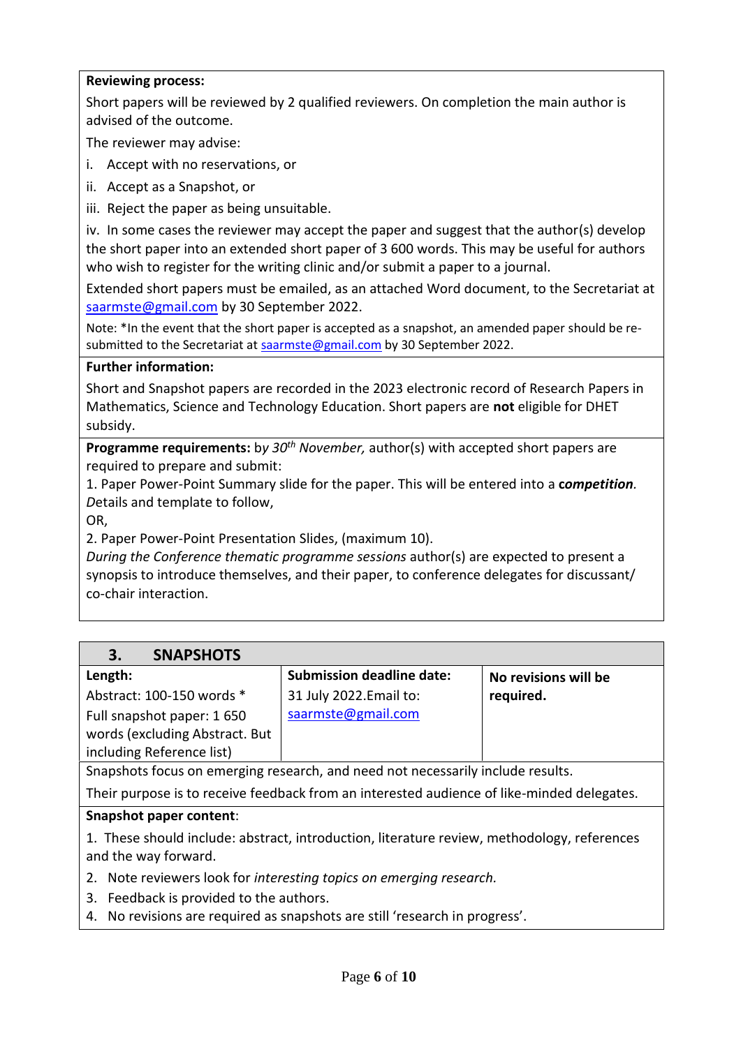**Reviewing process:**

Short papers will be reviewed by 2 qualified reviewers. On completion the main author is advised of the outcome.

The reviewer may advise:

i. Accept with no reservations, or

ii. Accept as a Snapshot, or

iii. Reject the paper as being unsuitable.

iv. In some cases the reviewer may accept the paper and suggest that the author(s) develop the short paper into an extended short paper of 3 600 words. This may be useful for authors who wish to register for the writing clinic and/or submit a paper to a journal.

Extended short papers must be emailed, as an attached Word document, to the Secretariat at saarmste@gmail.com by 30 September 2022.

Note: *In the event that the short paper is accepted as a snapshot, an amended paper should be re-submitted to the Secretariat at saarmste@gmail.com by 30 September 2022.

**Further information:**

Short and Snapshot papers are recorded in the 2023 electronic record of Research Papers in Mathematics, Science and Technology Education. Short papers are **not** eligible for DHET subsidy.

**Programme requirements:** b*y 30th November,* author(s) with accepted short papers are required to prepare and submit:

1. Paper Power-Point Summary slide for the paper. This will be entered into a ***competition****. D*etails and template to follow,

OR,

2. Paper Power-Point Presentation Slides, (maximum 10).

*During the Conference thematic programme sessions* author(s) are expected to present a synopsis to introduce themselves, and their paper, to conference delegates for discussant/ co-chair interaction.

## 3. SNAPSHOTS

| **Length:** | **Submission deadline date:** | **No revisions will be required.** |
|---|---|---|
| Abstract: 100-150 words * <br> Full snapshot paper: 1 650 words (excluding Abstract. But including Reference list) | 31 July 2022.Email to: saarmste@gmail.com | |

Snapshots focus on emerging research, and need not necessarily include results.

Their purpose is to receive feedback from an interested audience of like-minded delegates.

**Snapshot paper content**:

1. These should include: abstract, introduction, literature review, methodology, references and the way forward.
2. Note reviewers look for *interesting topics on emerging research.*
3. Feedback is provided to the authors.
4. No revisions are required as snapshots are still 'research in progress'.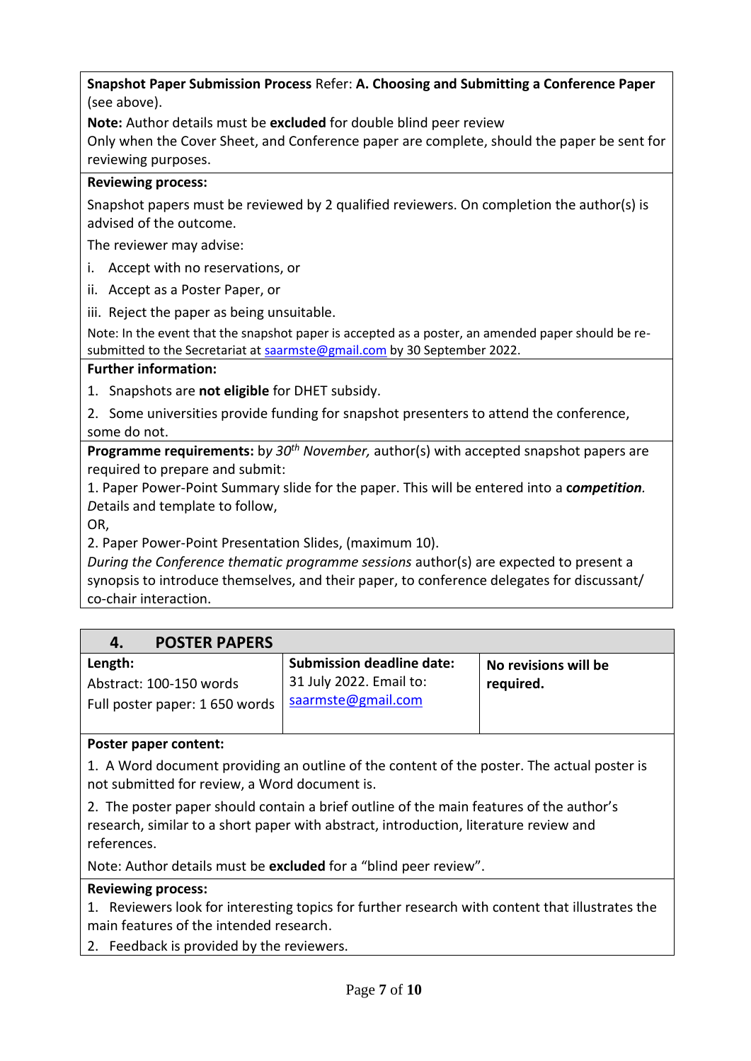**Snapshot Paper Submission Process** Refer: **A. Choosing and Submitting a Conference Paper** (see above).

**Note:** Author details must be **excluded** for double blind peer review

Only when the Cover Sheet, and Conference paper are complete, should the paper be sent for reviewing purposes.

**Reviewing process:**

Snapshot papers must be reviewed by 2 qualified reviewers. On completion the author(s) is advised of the outcome.

The reviewer may advise:

i. Accept with no reservations, or

ii. Accept as a Poster Paper, or

iii. Reject the paper as being unsuitable.

Note: In the event that the snapshot paper is accepted as a poster, an amended paper should be re-submitted to the Secretariat at saarmste@gmail.com by 30 September 2022.

**Further information:**

1. Snapshots are **not eligible** for DHET subsidy.
2. Some universities provide funding for snapshot presenters to attend the conference, some do not.

**Programme requirements:** b*y 30th November,* author(s) with accepted snapshot papers are required to prepare and submit:

1. Paper Power-Point Summary slide for the paper. This will be entered into a ***competition****. D*etails and template to follow,

OR,

2. Paper Power-Point Presentation Slides, (maximum 10).

*During the Conference thematic programme sessions* author(s) are expected to present a synopsis to introduce themselves, and their paper, to conference delegates for discussant/ co-chair interaction.

## 4. POSTER PAPERS

| **Length:** | **Submission deadline date:** | **No revisions will be required.** |
|---|---|---|
| Abstract: 100-150 words<br>Full poster paper: 1 650 words | 31 July 2022. Email to: saarmste@gmail.com | |

**Poster paper content:**

1. A Word document providing an outline of the content of the poster. The actual poster is not submitted for review, a Word document is.
2. The poster paper should contain a brief outline of the main features of the author's research, similar to a short paper with abstract, introduction, literature review and references.

Note: Author details must be **excluded** for a "blind peer review".

**Reviewing process:**

1. Reviewers look for interesting topics for further research with content that illustrates the main features of the intended research.
2. Feedback is provided by the reviewers.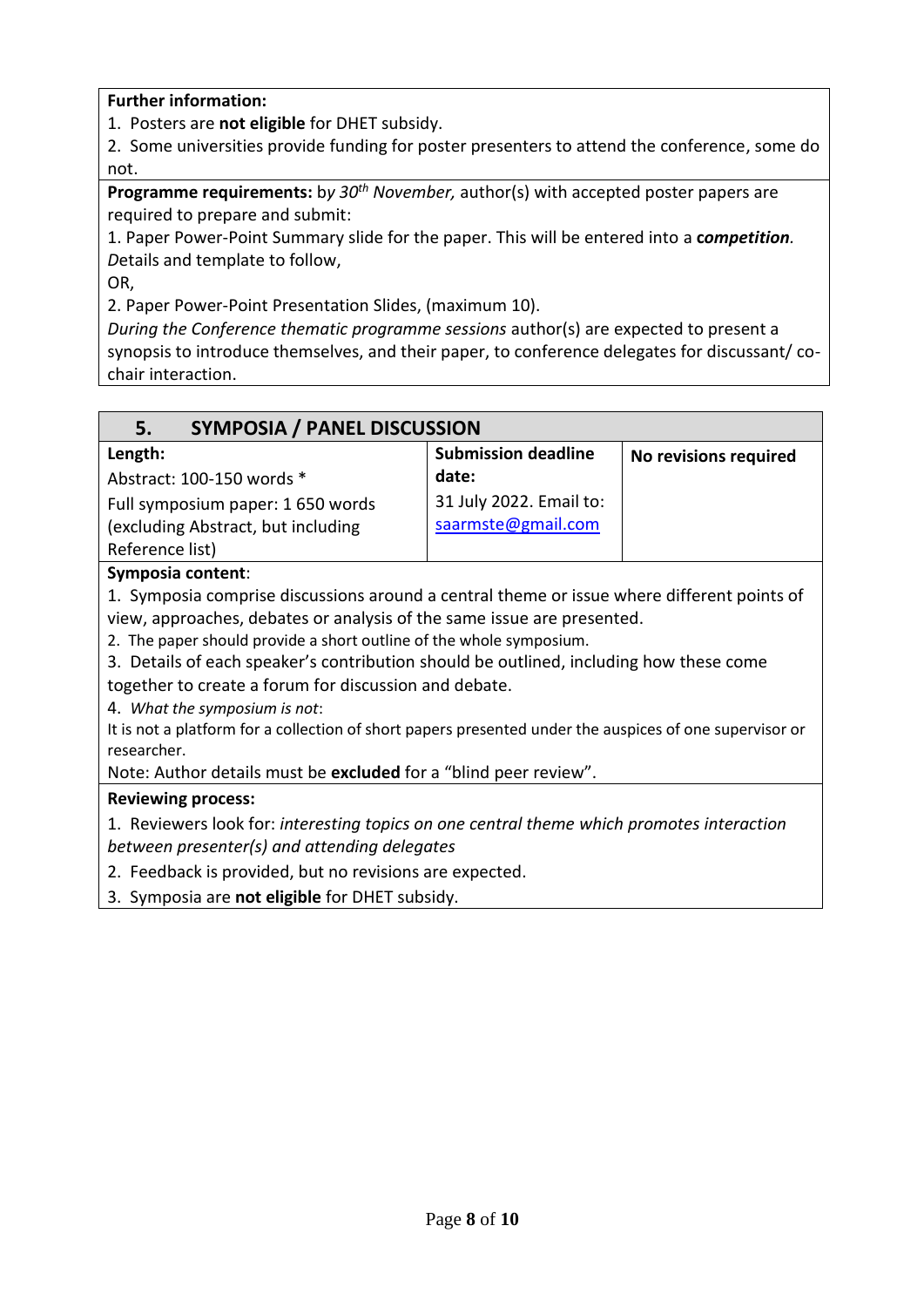**Further information:**

1. Posters are **not eligible** for DHET subsidy.
2. Some universities provide funding for poster presenters to attend the conference, some do not.

**Programme requirements:** b*y 30th November,* author(s) with accepted poster papers are required to prepare and submit:

1. Paper Power-Point Summary slide for the paper. This will be entered into a **c*ompetition***. *D*etails and template to follow,

OR,

2. Paper Power-Point Presentation Slides, (maximum 10).

*During the Conference thematic programme sessions* author(s) are expected to present a synopsis to introduce themselves, and their paper, to conference delegates for discussant/ co-chair interaction.

## 5. SYMPOSIA / PANEL DISCUSSION

| **Length:** | **Submission deadline date:** | **No revisions required** |
|---|---|---|
| Abstract: 100-150 words * <br> Full symposium paper: 1 650 words (excluding Abstract, but including Reference list) | 31 July 2022. Email to: saarmste@gmail.com | |

**Symposia content**:

1. Symposia comprise discussions around a central theme or issue where different points of view, approaches, debates or analysis of the same issue are presented.
2. The paper should provide a short outline of the whole symposium.
3. Details of each speaker's contribution should be outlined, including how these come together to create a forum for discussion and debate.
4. *What the symposium is not*:

It is not a platform for a collection of short papers presented under the auspices of one supervisor or researcher.

Note: Author details must be **excluded** for a "blind peer review".

**Reviewing process:**

1. Reviewers look for: *interesting topics on one central theme which promotes interaction between presenter(s) and attending delegates*
2. Feedback is provided, but no revisions are expected.
3. Symposia are **not eligible** for DHET subsidy.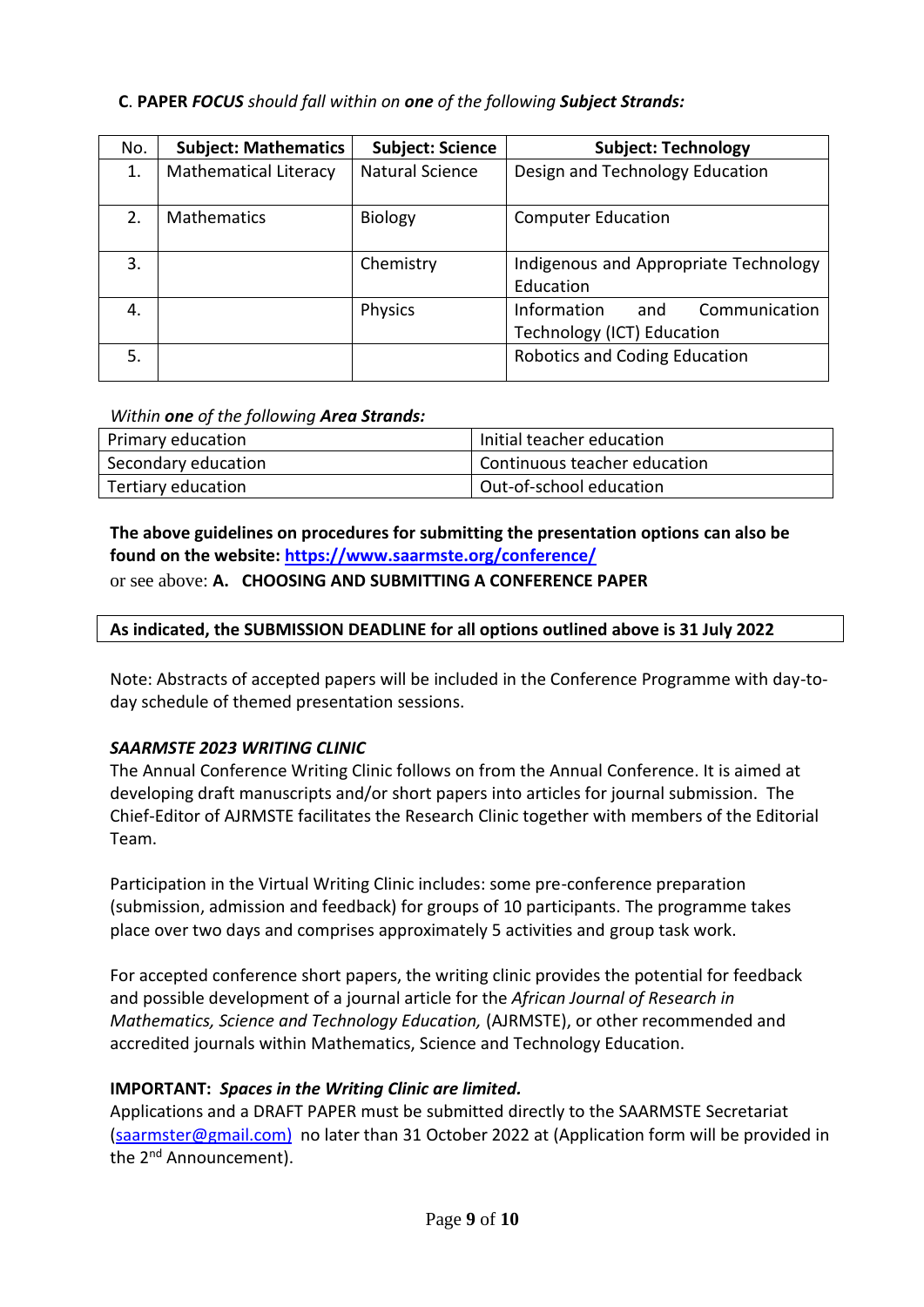**C. PAPER *FOCUS*** *should fall within on* ***one*** *of the following* ***Subject Strands:***

| No. | Subject: Mathematics | Subject: Science | Subject: Technology |
|---|---|---|---|
| 1. | Mathematical Literacy | Natural Science | Design and Technology Education |
| 2. | Mathematics | Biology | Computer Education |
| 3. | | Chemistry | Indigenous and Appropriate Technology Education |
| 4. | | Physics | Information and Communication Technology (ICT) Education |
| 5. | | | Robotics and Coding Education |

*Within* ***one*** *of the following* ***Area Strands:***

| | |
|---|---|
| Primary education | Initial teacher education |
| Secondary education | Continuous teacher education |
| Tertiary education | Out-of-school education |

**The above guidelines on procedures for submitting the presentation options can also be found on the website: [https://www.saarmste.org/conference/](https://www.saarmste.org/conference/)**
or see above: **A. CHOOSING AND SUBMITTING A CONFERENCE PAPER**

**As indicated, the SUBMISSION DEADLINE for all options outlined above is 31 July 2022**

Note: Abstracts of accepted papers will be included in the Conference Programme with day-to-day schedule of themed presentation sessions.

***SAARMSTE 2023 WRITING CLINIC***

The Annual Conference Writing Clinic follows on from the Annual Conference. It is aimed at developing draft manuscripts and/or short papers into articles for journal submission. The Chief-Editor of AJRMSTE facilitates the Research Clinic together with members of the Editorial Team.

Participation in the Virtual Writing Clinic includes: some pre-conference preparation (submission, admission and feedback) for groups of 10 participants. The programme takes place over two days and comprises approximately 5 activities and group task work.

For accepted conference short papers, the writing clinic provides the potential for feedback and possible development of a journal article for the *African Journal of Research in Mathematics, Science and Technology Education,* (AJRMSTE), or other recommended and accredited journals within Mathematics, Science and Technology Education.

**IMPORTANT:** ***Spaces in the Writing Clinic are limited.***

Applications and a DRAFT PAPER must be submitted directly to the SAARMSTE Secretariat ([saarmster@gmail.com)](mailto:saarmster@gmail.com) no later than 31 October 2022 at (Application form will be provided in the 2nd Announcement).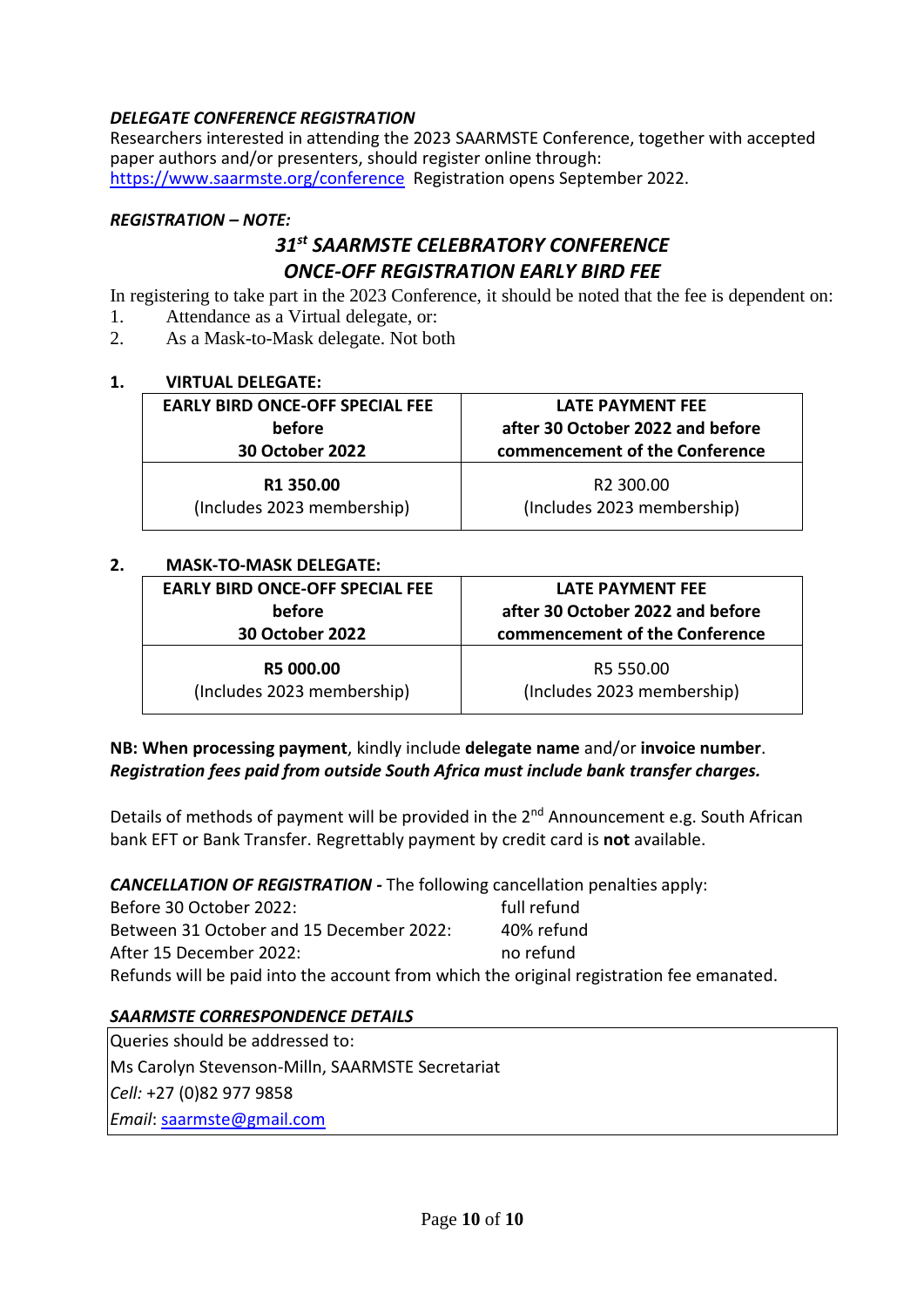***DELEGATE CONFERENCE REGISTRATION***

Researchers interested in attending the 2023 SAARMSTE Conference, together with accepted paper authors and/or presenters, should register online through: [https://www.saarmste.org/conference](https://www.saarmste.org/conference) Registration opens September 2022.

***REGISTRATION – NOTE:***

## *31st SAARMSTE CELEBRATORY CONFERENCE ONCE-OFF REGISTRATION EARLY BIRD FEE*

In registering to take part in the 2023 Conference, it should be noted that the fee is dependent on:

1. Attendance as a Virtual delegate, or:
2. As a Mask-to-Mask delegate. Not both

**1. VIRTUAL DELEGATE:**

| EARLY BIRD ONCE-OFF SPECIAL FEE before 30 October 2022 | LATE PAYMENT FEE after 30 October 2022 and before commencement of the Conference |
|---|---|
| **R1 350.00** (Includes 2023 membership) | R2 300.00 (Includes 2023 membership) |

**2. MASK-TO-MASK DELEGATE:**

| EARLY BIRD ONCE-OFF SPECIAL FEE before 30 October 2022 | LATE PAYMENT FEE after 30 October 2022 and before commencement of the Conference |
|---|---|
| **R5 000.00** (Includes 2023 membership) | R5 550.00 (Includes 2023 membership) |

**NB: When processing payment**, kindly include **delegate name** and/or **invoice number**. ***Registration fees paid from outside South Africa must include bank transfer charges.***

Details of methods of payment will be provided in the 2nd Announcement e.g. South African bank EFT or Bank Transfer. Regrettably payment by credit card is **not** available.

***CANCELLATION OF REGISTRATION*** **-** The following cancellation penalties apply:

| | |
|---|---|
| Before 30 October 2022: | full refund |
| Between 31 October and 15 December 2022: | 40% refund |
| After 15 December 2022: | no refund |

Refunds will be paid into the account from which the original registration fee emanated.

***SAARMSTE CORRESPONDENCE DETAILS***

Queries should be addressed to:
Ms Carolyn Stevenson-Milln, SAARMSTE Secretariat
*Cell:* +27 (0)82 977 9858
*Email*: [saarmste@gmail.com](mailto:saarmste@gmail.com)